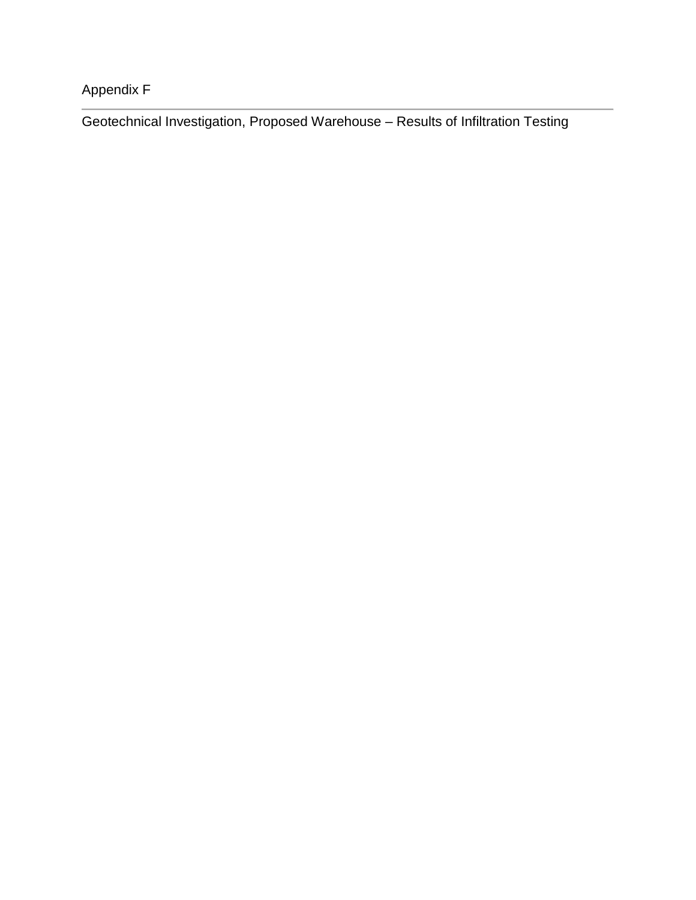Appendix F

---

## Geotechnical Investigation, Proposed Warehouse – Results of Infiltration Testing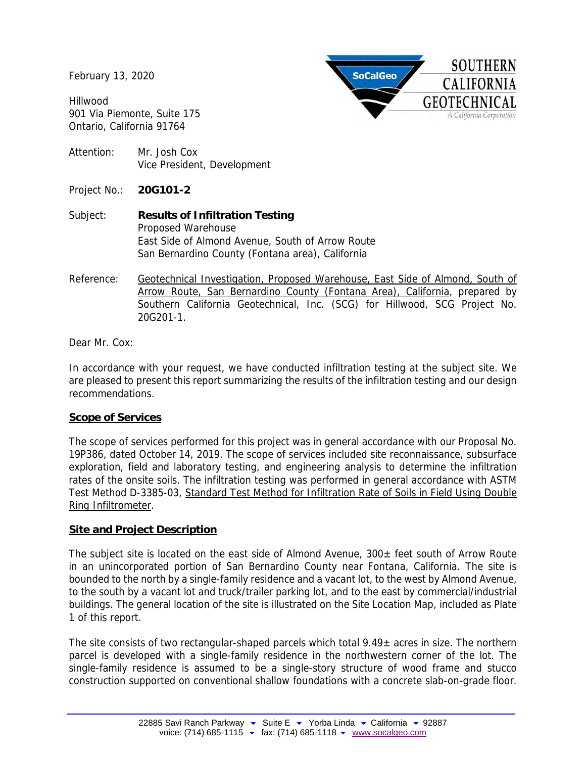February 13, 2020

Hillwood
901 Via Piemonte, Suite 175
Ontario, California 91764

Attention: Mr. Josh Cox
Vice President, Development

Project No.: **20G101-2**

Subject: **Results of Infiltration Testing**
Proposed Warehouse
East Side of Almond Avenue, South of Arrow Route
San Bernardino County (Fontana area), California

Reference: Geotechnical Investigation, Proposed Warehouse, East Side of Almond, South of Arrow Route, San Bernardino County (Fontana Area), California, prepared by Southern California Geotechnical, Inc. (SCG) for Hillwood, SCG Project No. 20G201-1.

Dear Mr. Cox:

In accordance with your request, we have conducted infiltration testing at the subject site. We are pleased to present this report summarizing the results of the infiltration testing and our design recommendations.

## **Scope of Services**

The scope of services performed for this project was in general accordance with our Proposal No. 19P386, dated October 14, 2019. The scope of services included site reconnaissance, subsurface exploration, field and laboratory testing, and engineering analysis to determine the infiltration rates of the onsite soils. The infiltration testing was performed in general accordance with ASTM Test Method D-3385-03, Standard Test Method for Infiltration Rate of Soils in Field Using Double Ring Infiltrometer.

## **Site and Project Description**

The subject site is located on the east side of Almond Avenue, 300± feet south of Arrow Route in an unincorporated portion of San Bernardino County near Fontana, California. The site is bounded to the north by a single-family residence and a vacant lot, to the west by Almond Avenue, to the south by a vacant lot and truck/trailer parking lot, and to the east by commercial/industrial buildings. The general location of the site is illustrated on the Site Location Map, included as Plate 1 of this report.

The site consists of two rectangular-shaped parcels which total 9.49± acres in size. The northern parcel is developed with a single-family residence in the northwestern corner of the lot. The single-family residence is assumed to be a single-story structure of wood frame and stucco construction supported on conventional shallow foundations with a concrete slab-on-grade floor.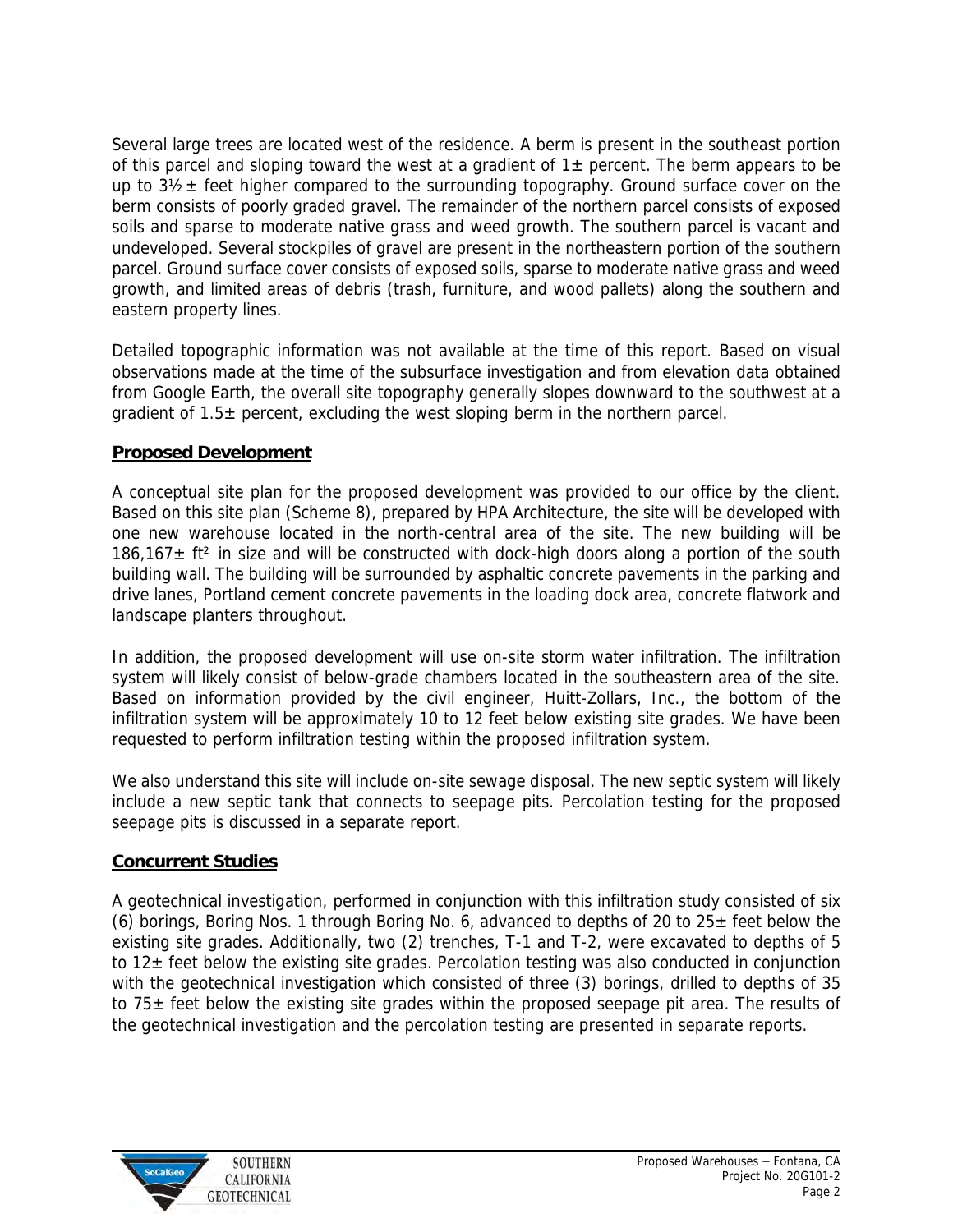Several large trees are located west of the residence. A berm is present in the southeast portion of this parcel and sloping toward the west at a gradient of 1± percent. The berm appears to be up to 3½ ± feet higher compared to the surrounding topography. Ground surface cover on the berm consists of poorly graded gravel. The remainder of the northern parcel consists of exposed soils and sparse to moderate native grass and weed growth. The southern parcel is vacant and undeveloped. Several stockpiles of gravel are present in the northeastern portion of the southern parcel. Ground surface cover consists of exposed soils, sparse to moderate native grass and weed growth, and limited areas of debris (trash, furniture, and wood pallets) along the southern and eastern property lines.

Detailed topographic information was not available at the time of this report. Based on visual observations made at the time of the subsurface investigation and from elevation data obtained from Google Earth, the overall site topography generally slopes downward to the southwest at a gradient of 1.5± percent, excluding the west sloping berm in the northern parcel.

## Proposed Development

A conceptual site plan for the proposed development was provided to our office by the client. Based on this site plan (Scheme 8), prepared by HPA Architecture, the site will be developed with one new warehouse located in the north-central area of the site. The new building will be 186,167± $ft^2$ in size and will be constructed with dock-high doors along a portion of the south building wall. The building will be surrounded by asphaltic concrete pavements in the parking and drive lanes, Portland cement concrete pavements in the loading dock area, concrete flatwork and landscape planters throughout.

In addition, the proposed development will use on-site storm water infiltration. The infiltration system will likely consist of below-grade chambers located in the southeastern area of the site. Based on information provided by the civil engineer, Huitt-Zollars, Inc., the bottom of the infiltration system will be approximately 10 to 12 feet below existing site grades. We have been requested to perform infiltration testing within the proposed infiltration system.

We also understand this site will include on-site sewage disposal. The new septic system will likely include a new septic tank that connects to seepage pits. Percolation testing for the proposed seepage pits is discussed in a separate report.

## Concurrent Studies

A geotechnical investigation, performed in conjunction with this infiltration study consisted of six (6) borings, Boring Nos. 1 through Boring No. 6, advanced to depths of 20 to 25± feet below the existing site grades. Additionally, two (2) trenches, T-1 and T-2, were excavated to depths of 5 to 12± feet below the existing site grades. Percolation testing was also conducted in conjunction with the geotechnical investigation which consisted of three (3) borings, drilled to depths of 35 to 75± feet below the existing site grades within the proposed seepage pit area. The results of the geotechnical investigation and the percolation testing are presented in separate reports.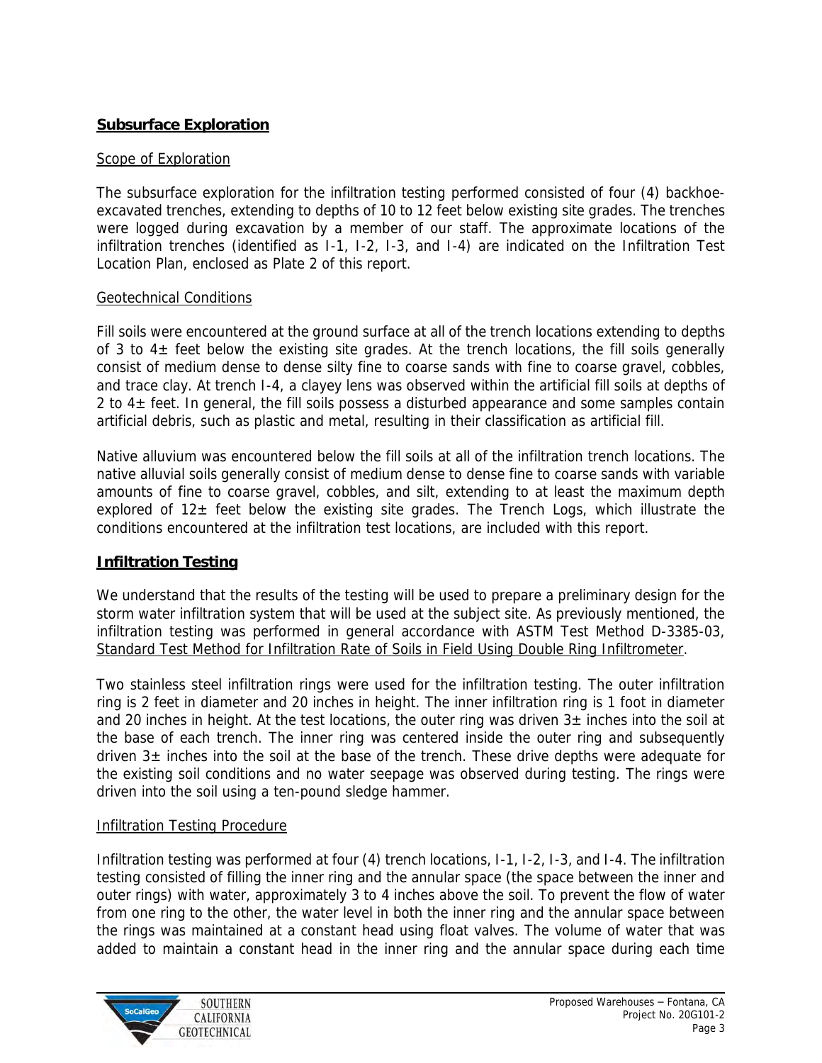## **Subsurface Exploration**

### Scope of Exploration

The subsurface exploration for the infiltration testing performed consisted of four (4) backhoe-excavated trenches, extending to depths of 10 to 12 feet below existing site grades. The trenches were logged during excavation by a member of our staff. The approximate locations of the infiltration trenches (identified as I-1, I-2, I-3, and I-4) are indicated on the Infiltration Test Location Plan, enclosed as Plate 2 of this report.

### Geotechnical Conditions

Fill soils were encountered at the ground surface at all of the trench locations extending to depths of 3 to 4± feet below the existing site grades. At the trench locations, the fill soils generally consist of medium dense to dense silty fine to coarse sands with fine to coarse gravel, cobbles, and trace clay. At trench I-4, a clayey lens was observed within the artificial fill soils at depths of 2 to 4± feet. In general, the fill soils possess a disturbed appearance and some samples contain artificial debris, such as plastic and metal, resulting in their classification as artificial fill.

Native alluvium was encountered below the fill soils at all of the infiltration trench locations. The native alluvial soils generally consist of medium dense to dense fine to coarse sands with variable amounts of fine to coarse gravel, cobbles, and silt, extending to at least the maximum depth explored of 12± feet below the existing site grades. The Trench Logs, which illustrate the conditions encountered at the infiltration test locations, are included with this report.

## **Infiltration Testing**

We understand that the results of the testing will be used to prepare a preliminary design for the storm water infiltration system that will be used at the subject site. As previously mentioned, the infiltration testing was performed in general accordance with ASTM Test Method D-3385-03, Standard Test Method for Infiltration Rate of Soils in Field Using Double Ring Infiltrometer.

Two stainless steel infiltration rings were used for the infiltration testing. The outer infiltration ring is 2 feet in diameter and 20 inches in height. The inner infiltration ring is 1 foot in diameter and 20 inches in height. At the test locations, the outer ring was driven 3± inches into the soil at the base of each trench. The inner ring was centered inside the outer ring and subsequently driven 3± inches into the soil at the base of the trench. These drive depths were adequate for the existing soil conditions and no water seepage was observed during testing. The rings were driven into the soil using a ten-pound sledge hammer.

### Infiltration Testing Procedure

Infiltration testing was performed at four (4) trench locations, I-1, I-2, I-3, and I-4. The infiltration testing consisted of filling the inner ring and the annular space (the space between the inner and outer rings) with water, approximately 3 to 4 inches above the soil. To prevent the flow of water from one ring to the other, the water level in both the inner ring and the annular space between the rings was maintained at a constant head using float valves. The volume of water that was added to maintain a constant head in the inner ring and the annular space during each time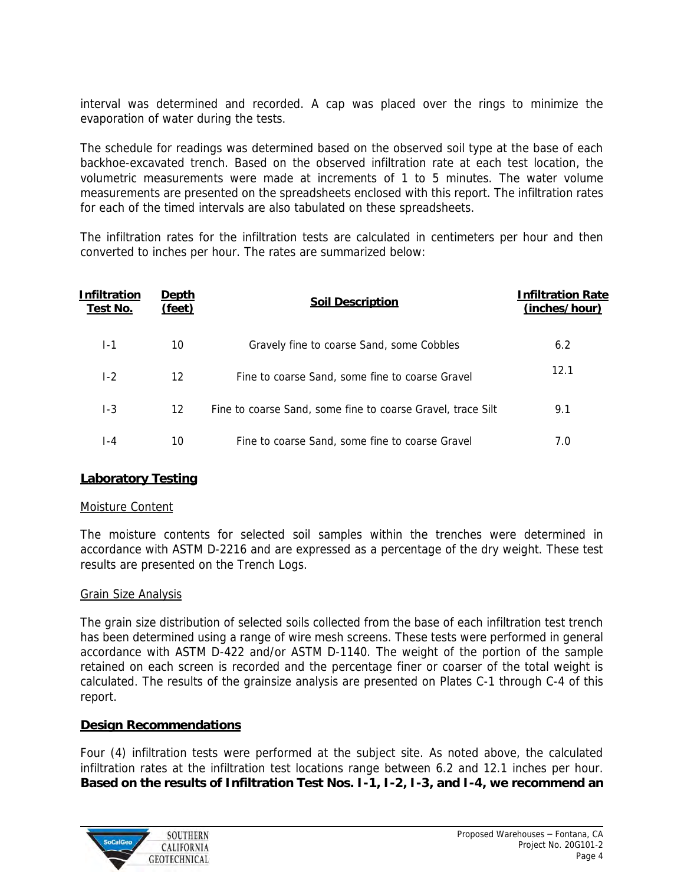interval was determined and recorded. A cap was placed over the rings to minimize the evaporation of water during the tests.

The schedule for readings was determined based on the observed soil type at the base of each backhoe-excavated trench. Based on the observed infiltration rate at each test location, the volumetric measurements were made at increments of 1 to 5 minutes. The water volume measurements are presented on the spreadsheets enclosed with this report. The infiltration rates for each of the timed intervals are also tabulated on these spreadsheets.

The infiltration rates for the infiltration tests are calculated in centimeters per hour and then converted to inches per hour. The rates are summarized below:

| Infiltration Test No. | Depth (feet) | Soil Description | Infiltration Rate (inches/hour) |
|---|---|---|---|
| I-1 | 10 | Gravely fine to coarse Sand, some Cobbles | 6.2 |
| I-2 | 12 | Fine to coarse Sand, some fine to coarse Gravel | 12.1 |
| I-3 | 12 | Fine to coarse Sand, some fine to coarse Gravel, trace Silt | 9.1 |
| I-4 | 10 | Fine to coarse Sand, some fine to coarse Gravel | 7.0 |

## Laboratory Testing

### Moisture Content

The moisture contents for selected soil samples within the trenches were determined in accordance with ASTM D-2216 and are expressed as a percentage of the dry weight. These test results are presented on the Trench Logs.

### Grain Size Analysis

The grain size distribution of selected soils collected from the base of each infiltration test trench has been determined using a range of wire mesh screens. These tests were performed in general accordance with ASTM D-422 and/or ASTM D-1140. The weight of the portion of the sample retained on each screen is recorded and the percentage finer or coarser of the total weight is calculated. The results of the grainsize analysis are presented on Plates C-1 through C-4 of this report.

## Design Recommendations

Four (4) infiltration tests were performed at the subject site. As noted above, the calculated infiltration rates at the infiltration test locations range between 6.2 and 12.1 inches per hour. **Based on the results of Infiltration Test Nos. I-1, I-2, I-3, and I-4, we recommend an**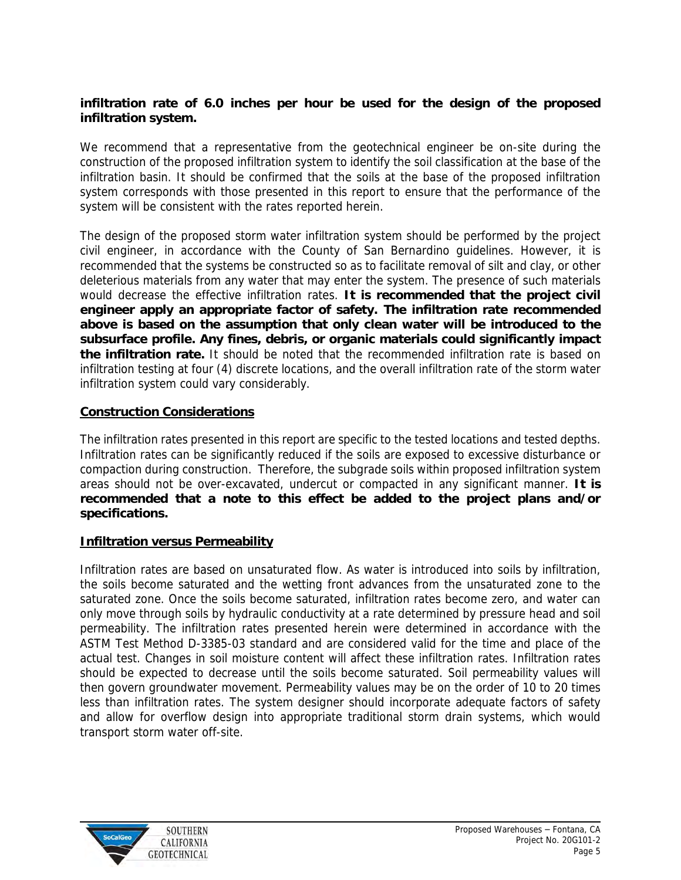**infiltration rate of 6.0 inches per hour be used for the design of the proposed infiltration system.**

We recommend that a representative from the geotechnical engineer be on-site during the construction of the proposed infiltration system to identify the soil classification at the base of the infiltration basin. It should be confirmed that the soils at the base of the proposed infiltration system corresponds with those presented in this report to ensure that the performance of the system will be consistent with the rates reported herein.

The design of the proposed storm water infiltration system should be performed by the project civil engineer, in accordance with the County of San Bernardino guidelines. However, it is recommended that the systems be constructed so as to facilitate removal of silt and clay, or other deleterious materials from any water that may enter the system. The presence of such materials would decrease the effective infiltration rates. **It is recommended that the project civil engineer apply an appropriate factor of safety. The infiltration rate recommended above is based on the assumption that only clean water will be introduced to the subsurface profile. Any fines, debris, or organic materials could significantly impact the infiltration rate.** It should be noted that the recommended infiltration rate is based on infiltration testing at four (4) discrete locations, and the overall infiltration rate of the storm water infiltration system could vary considerably.

## Construction Considerations

The infiltration rates presented in this report are specific to the tested locations and tested depths. Infiltration rates can be significantly reduced if the soils are exposed to excessive disturbance or compaction during construction. Therefore, the subgrade soils within proposed infiltration system areas should not be over-excavated, undercut or compacted in any significant manner. **It is recommended that a note to this effect be added to the project plans and/or specifications.**

## Infiltration versus Permeability

Infiltration rates are based on unsaturated flow. As water is introduced into soils by infiltration, the soils become saturated and the wetting front advances from the unsaturated zone to the saturated zone. Once the soils become saturated, infiltration rates become zero, and water can only move through soils by hydraulic conductivity at a rate determined by pressure head and soil permeability. The infiltration rates presented herein were determined in accordance with the ASTM Test Method D-3385-03 standard and are considered valid for the time and place of the actual test. Changes in soil moisture content will affect these infiltration rates. Infiltration rates should be expected to decrease until the soils become saturated. Soil permeability values will then govern groundwater movement. Permeability values may be on the order of 10 to 20 times less than infiltration rates. The system designer should incorporate adequate factors of safety and allow for overflow design into appropriate traditional storm drain systems, which would transport storm water off-site.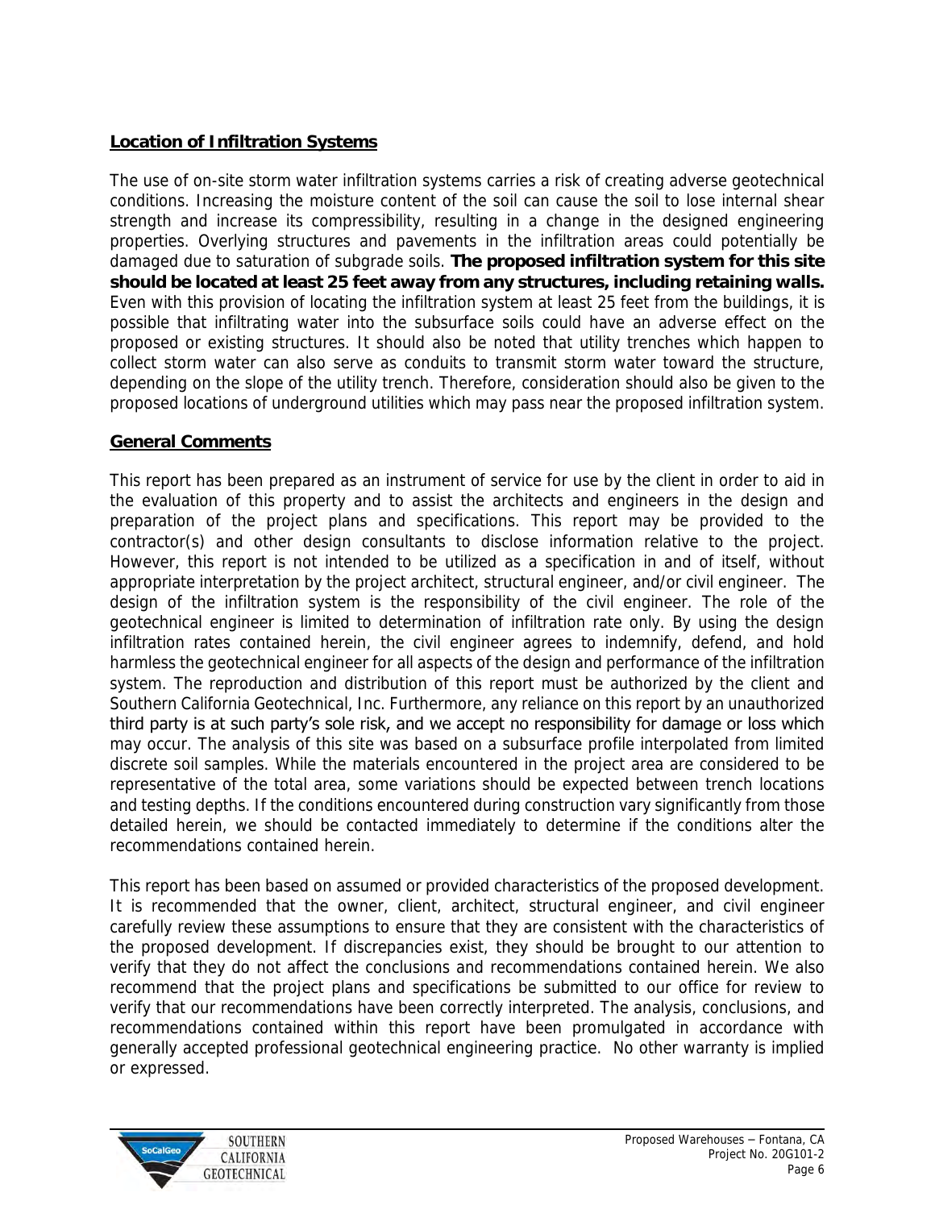## Location of Infiltration Systems

The use of on-site storm water infiltration systems carries a risk of creating adverse geotechnical conditions. Increasing the moisture content of the soil can cause the soil to lose internal shear strength and increase its compressibility, resulting in a change in the designed engineering properties. Overlying structures and pavements in the infiltration areas could potentially be damaged due to saturation of subgrade soils. **The proposed infiltration system for this site should be located at least 25 feet away from any structures, including retaining walls.** Even with this provision of locating the infiltration system at least 25 feet from the buildings, it is possible that infiltrating water into the subsurface soils could have an adverse effect on the proposed or existing structures. It should also be noted that utility trenches which happen to collect storm water can also serve as conduits to transmit storm water toward the structure, depending on the slope of the utility trench. Therefore, consideration should also be given to the proposed locations of underground utilities which may pass near the proposed infiltration system.

## General Comments

This report has been prepared as an instrument of service for use by the client in order to aid in the evaluation of this property and to assist the architects and engineers in the design and preparation of the project plans and specifications. This report may be provided to the contractor(s) and other design consultants to disclose information relative to the project. However, this report is not intended to be utilized as a specification in and of itself, without appropriate interpretation by the project architect, structural engineer, and/or civil engineer. The design of the infiltration system is the responsibility of the civil engineer. The role of the geotechnical engineer is limited to determination of infiltration rate only. By using the design infiltration rates contained herein, the civil engineer agrees to indemnify, defend, and hold harmless the geotechnical engineer for all aspects of the design and performance of the infiltration system. The reproduction and distribution of this report must be authorized by the client and Southern California Geotechnical, Inc. Furthermore, any reliance on this report by an unauthorized third party is at such party's sole risk, and we accept no responsibility for damage or loss which may occur. The analysis of this site was based on a subsurface profile interpolated from limited discrete soil samples. While the materials encountered in the project area are considered to be representative of the total area, some variations should be expected between trench locations and testing depths. If the conditions encountered during construction vary significantly from those detailed herein, we should be contacted immediately to determine if the conditions alter the recommendations contained herein.

This report has been based on assumed or provided characteristics of the proposed development. It is recommended that the owner, client, architect, structural engineer, and civil engineer carefully review these assumptions to ensure that they are consistent with the characteristics of the proposed development. If discrepancies exist, they should be brought to our attention to verify that they do not affect the conclusions and recommendations contained herein. We also recommend that the project plans and specifications be submitted to our office for review to verify that our recommendations have been correctly interpreted. The analysis, conclusions, and recommendations contained within this report have been promulgated in accordance with generally accepted professional geotechnical engineering practice. No other warranty is implied or expressed.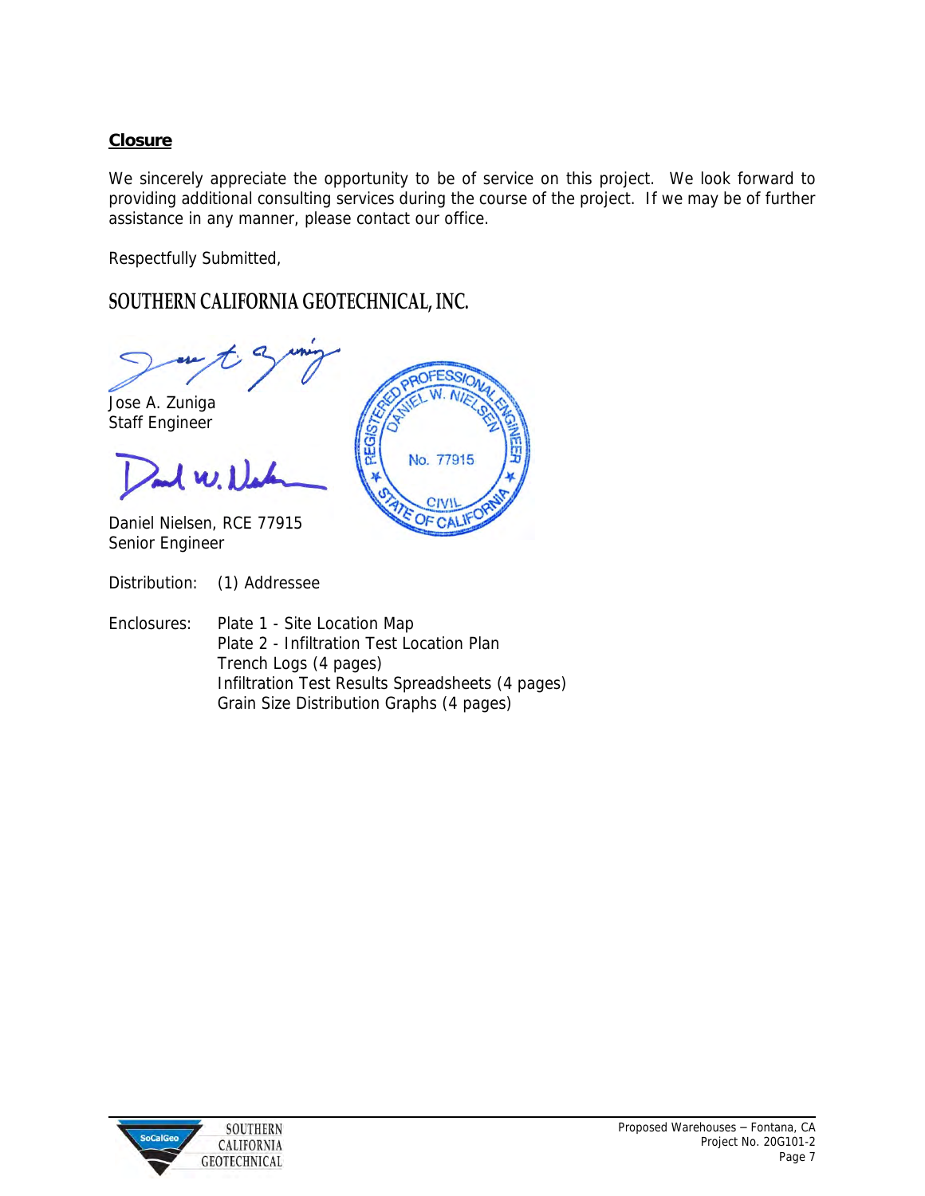## **Closure**

We sincerely appreciate the opportunity to be of service on this project. We look forward to providing additional consulting services during the course of the project. If we may be of further assistance in any manner, please contact our office.

Respectfully Submitted,

**SOUTHERN CALIFORNIA GEOTECHNICAL, INC.**

Jose A. Zuniga
Staff Engineer

Daniel Nielsen, RCE 77915
Senior Engineer

REGISTERED PROFESSIONAL ENGINEER
DANIEL W. NIELSEN
No. 77915
CIVIL
STATE OF CALIFORNIA

Distribution: (1) Addressee

Enclosures: Plate 1 - Site Location Map
Plate 2 - Infiltration Test Location Plan
Trench Logs (4 pages)
Infiltration Test Results Spreadsheets (4 pages)
Grain Size Distribution Graphs (4 pages)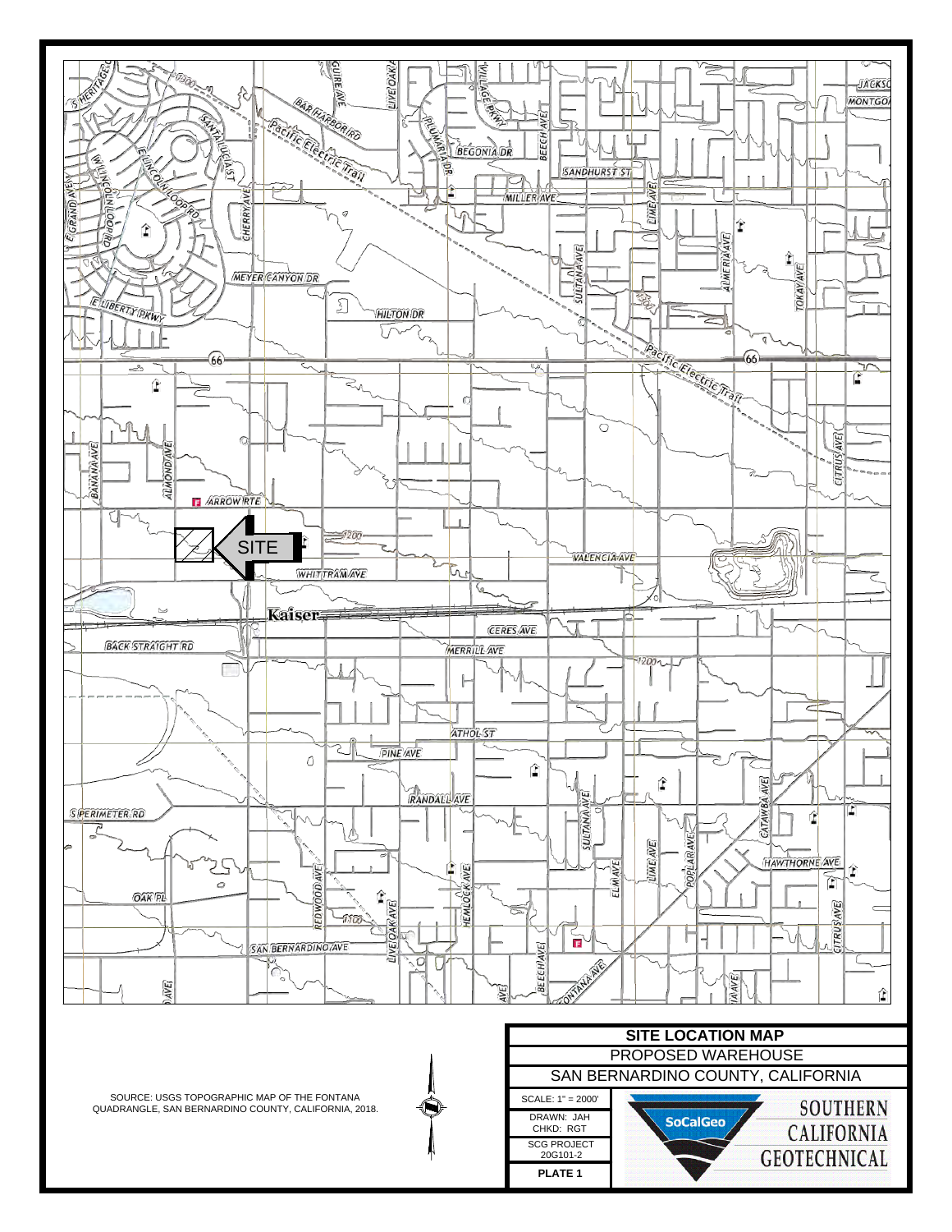SOURCE: USGS TOPOGRAPHIC MAP OF THE FONTANA QUADRANGLE, SAN BERNARDINO COUNTY, CALIFORNIA, 2018.

| SITE LOCATION MAP | |
|---|---|
| PROPOSED WAREHOUSE | |
| SAN BERNARDINO COUNTY, CALIFORNIA | |
| SCALE: 1" = 2000' | SOUTHERN CALIFORNIA GEOTECHNICAL |
| DRAWN: JAH<br>CHKD: RGT | |
| SCG PROJECT<br>20G101-2 | |
| PLATE 1 | |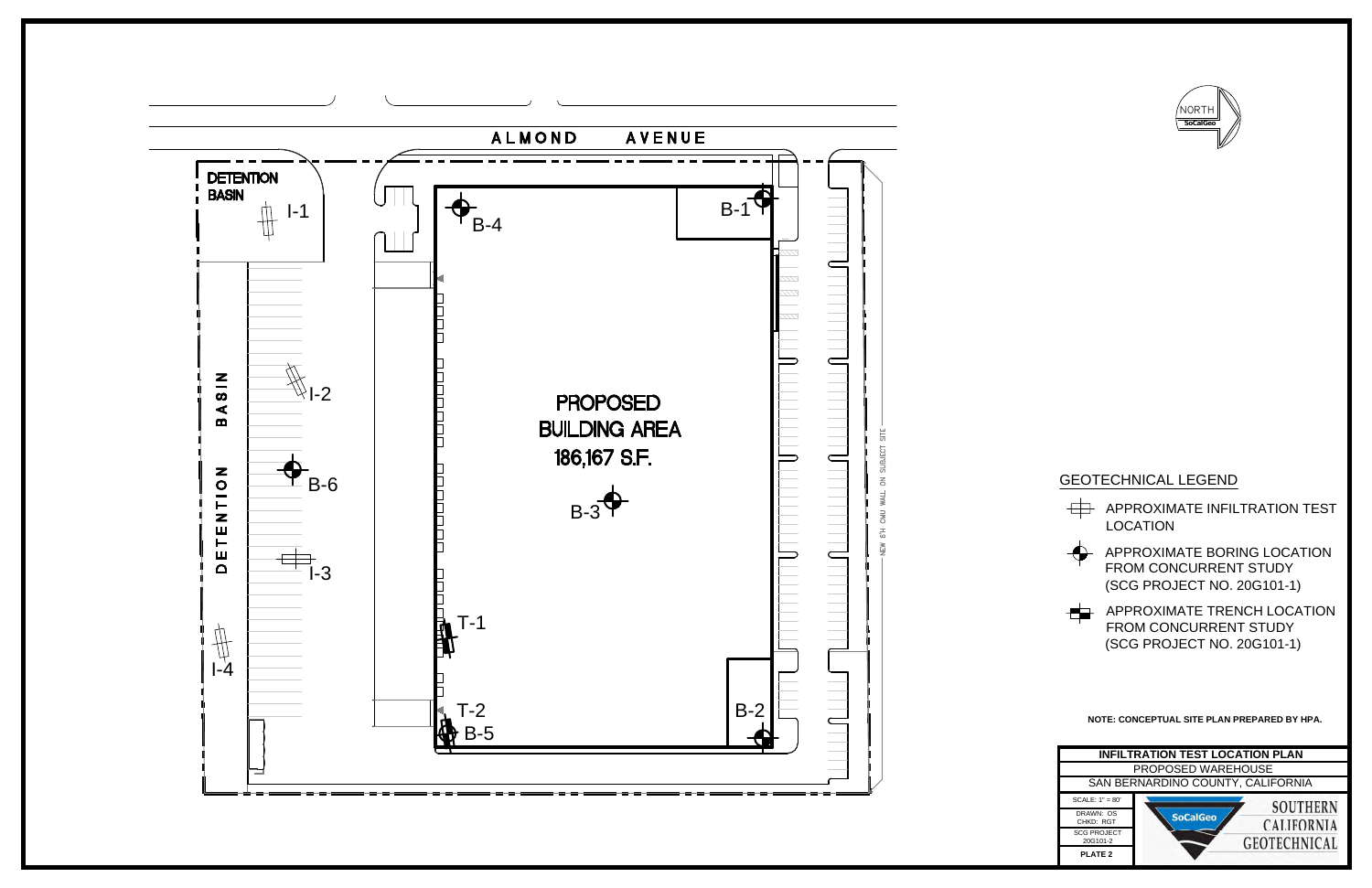ALMOND AVENUE

NORTH

SoCalGeo

DETENTION BASIN

I-1

B-4

B-1

I-2

DETENTION BASIN

PROPOSED BUILDING AREA 186,167 S.F.

B-6

B-3

I-3

NEW 6'H CMU WALL ON SUBJECT SITE

T-1

I-4

T-2

B-5

B-2

## GEOTECHNICAL LEGEND

- APPROXIMATE INFILTRATION TEST LOCATION
- APPROXIMATE BORING LOCATION FROM CONCURRENT STUDY (SCG PROJECT NO. 20G101-1)
- APPROXIMATE TRENCH LOCATION FROM CONCURRENT STUDY (SCG PROJECT NO. 20G101-1)

**NOTE: CONCEPTUAL SITE PLAN PREPARED BY HPA.**

**INFILTRATION TEST LOCATION PLAN**

PROPOSED WAREHOUSE

SAN BERNARDINO COUNTY, CALIFORNIA

SCALE: 1" = 80'

DRAWN: OS

CHKD: RGT

SCG PROJECT 20G101-2

**PLATE 2**

SoCalGeo

SOUTHERN CALIFORNIA GEOTECHNICAL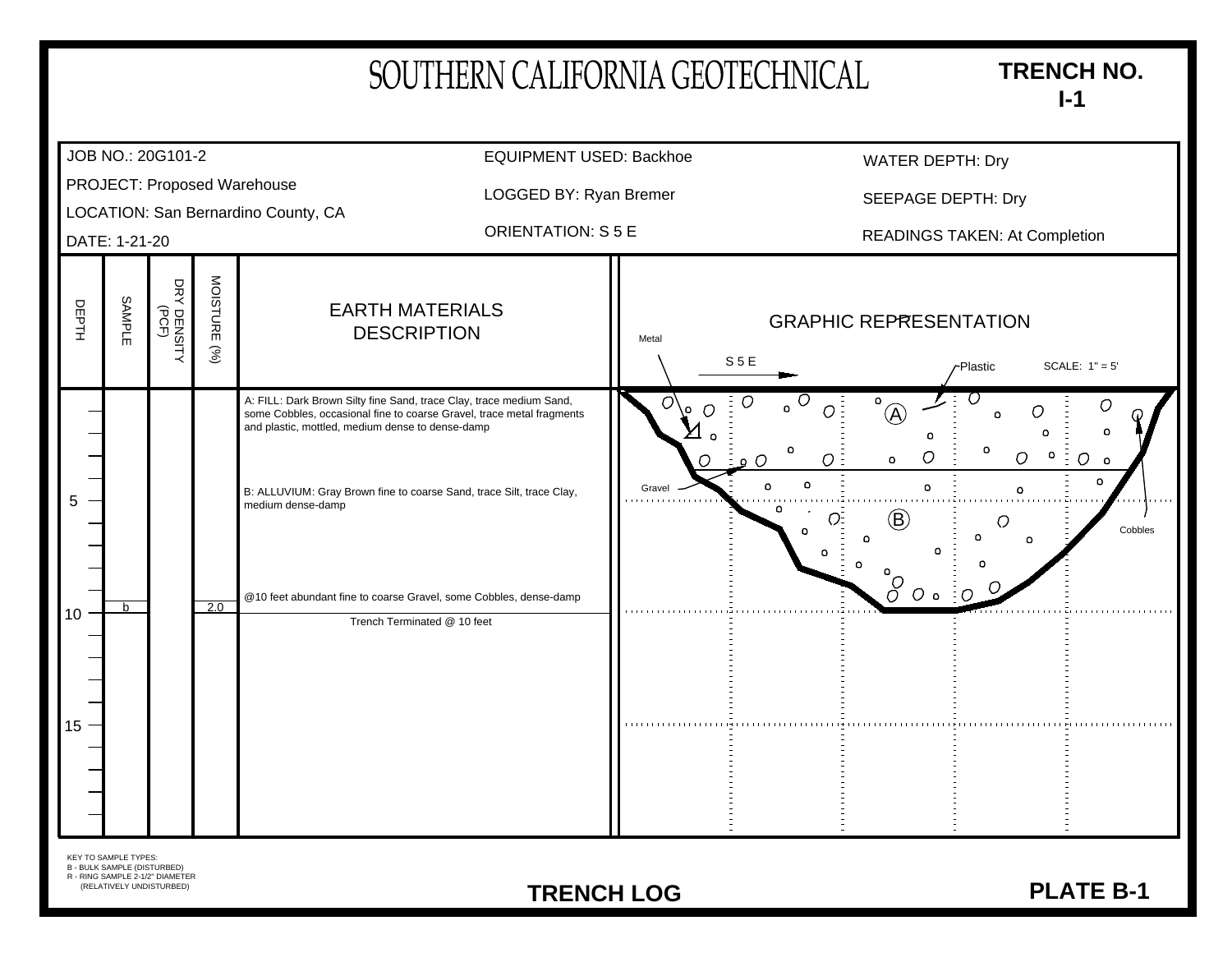# SOUTHERN CALIFORNIA GEOTECHNICAL

**TRENCH NO. I-1**

| | | |
|---|---|---|
| JOB NO.: 20G101-2 | EQUIPMENT USED: Backhoe | WATER DEPTH: Dry |
| PROJECT: Proposed Warehouse | LOGGED BY: Ryan Bremer | SEEPAGE DEPTH: Dry |
| LOCATION: San Bernardino County, CA | ORIENTATION: S 5 E | READINGS TAKEN: At Completion |
| DATE: 1-21-20 | | |

| DEPTH | SAMPLE | DRY DENSITY (PCF) | MOISTURE (%) | EARTH MATERIALS DESCRIPTION |
|---|---|---|---|---|
| 0 | | | | A: FILL: Dark Brown Silty fine Sand, trace Clay, trace medium Sand, some Cobbles, occasional fine to coarse Gravel, trace metal fragments and plastic, mottled, medium dense to dense-damp |
| 4 | | | | B: ALLUVIUM: Gray Brown fine to coarse Sand, trace Silt, trace Clay, medium dense-damp |
| 9.5 | | | | @10 feet abundant fine to coarse Gravel, some Cobbles, dense-damp |
| 10 | b | | 2.0 | Trench Terminated @ 10 feet |

**GRAPHIC REPRESENTATION**

S 5 E — SCALE: 1" = 5'

Labels: Metal, Plastic, Gravel, Cobbles, A, B

KEY TO SAMPLE TYPES:
B - BULK SAMPLE (DISTURBED)
R - RING SAMPLE 2-1/2" DIAMETER (RELATIVELY UNDISTURBED)

**TRENCH LOG**

**PLATE B-1**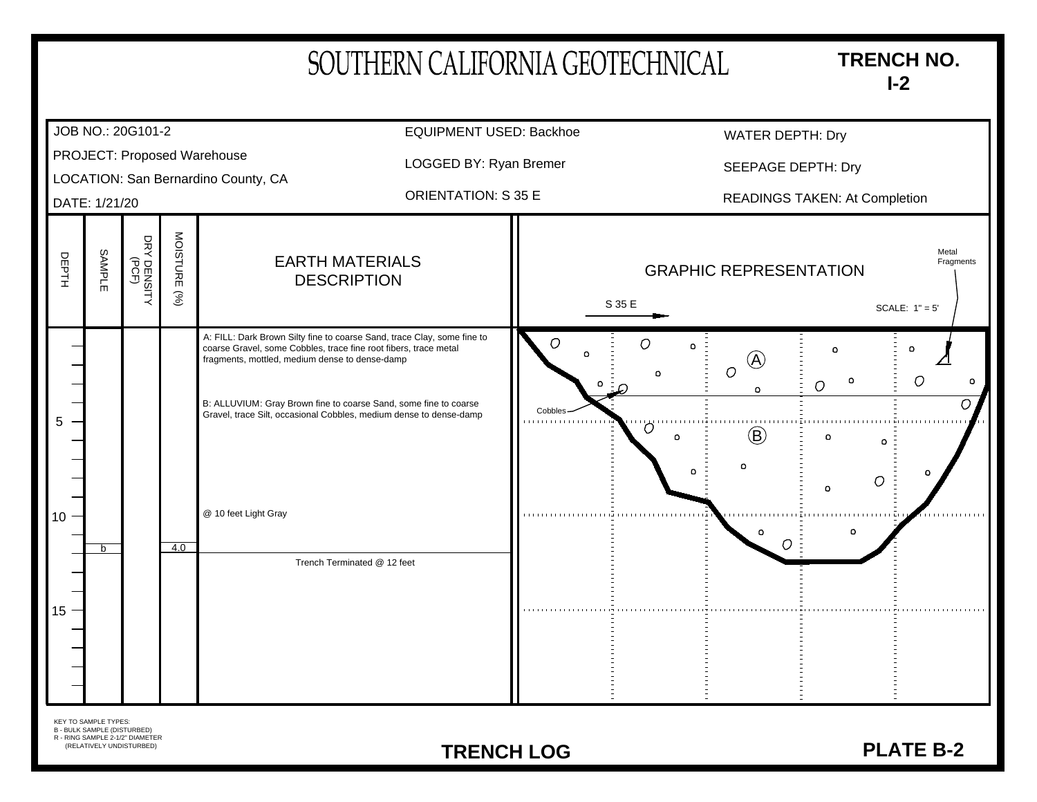# SOUTHERN CALIFORNIA GEOTECHNICAL

**TRENCH NO. I-2**

| | | |
|---|---|---|
| JOB NO.: 20G101-2 | EQUIPMENT USED: Backhoe | WATER DEPTH: Dry |
| PROJECT: Proposed Warehouse | LOGGED BY: Ryan Bremer | SEEPAGE DEPTH: Dry |
| LOCATION: San Bernardino County, CA | ORIENTATION: S 35 E | READINGS TAKEN: At Completion |
| DATE: 1/21/20 | | |

| DEPTH | SAMPLE | DRY DENSITY (PCF) | MOISTURE (%) | EARTH MATERIALS DESCRIPTION |
|---|---|---|---|---|
| 0 | | | | A: FILL: Dark Brown Silty fine to coarse Sand, trace Clay, some fine to coarse Gravel, some Cobbles, trace fine root fibers, trace metal fragments, mottled, medium dense to dense-damp |
| 4 | | | | B: ALLUVIUM: Gray Brown fine to coarse Sand, some fine to coarse Gravel, trace Silt, occasional Cobbles, medium dense to dense-damp |
| 10 | | | | @ 10 feet Light Gray |
| 12 | b | | 4.0 | |
| | | | | Trench Terminated @ 12 feet |

GRAPHIC REPRESENTATION

S 35 E

SCALE: 1" = 5'

Metal Fragments

Cobbles

A

B

KEY TO SAMPLE TYPES:
B - BULK SAMPLE (DISTURBED)
R - RING SAMPLE 2-1/2" DIAMETER (RELATIVELY UNDISTURBED)

**TRENCH LOG**

**PLATE B-2**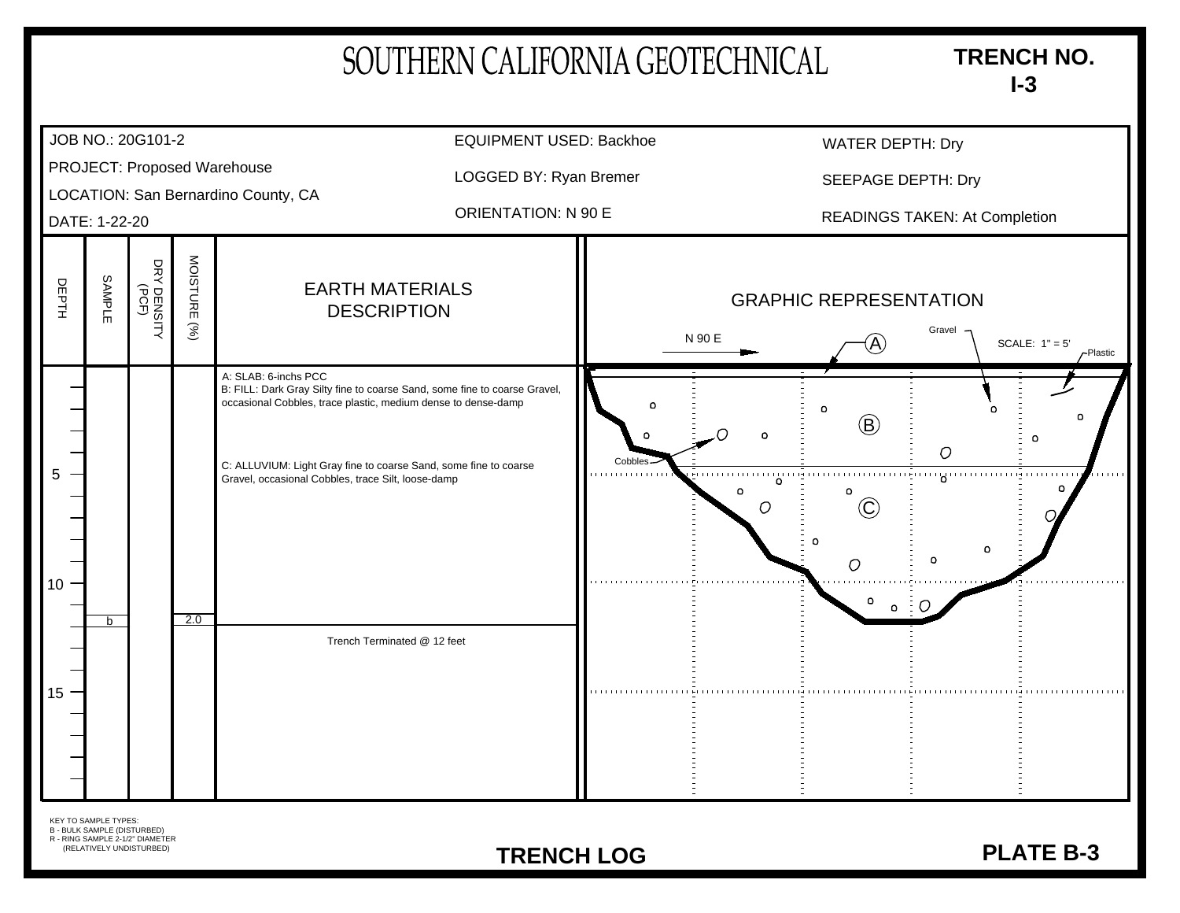# SOUTHERN CALIFORNIA GEOTECHNICAL

**TRENCH NO. I-3**

| | | |
|---|---|---|
| JOB NO.: 20G101-2 | EQUIPMENT USED: Backhoe | WATER DEPTH: Dry |
| PROJECT: Proposed Warehouse | LOGGED BY: Ryan Bremer | SEEPAGE DEPTH: Dry |
| LOCATION: San Bernardino County, CA | ORIENTATION: N 90 E | READINGS TAKEN: At Completion |
| DATE: 1-22-20 | | |

| DEPTH | SAMPLE | DRY DENSITY (PCF) | MOISTURE (%) | EARTH MATERIALS DESCRIPTION |
|---|---|---|---|---|
| 0 | | | | A: SLAB: 6-inchs PCC |
| | | | | B: FILL: Dark Gray Silty fine to coarse Sand, some fine to coarse Gravel, occasional Cobbles, trace plastic, medium dense to dense-damp |
| 5 | | | | C: ALLUVIUM: Light Gray fine to coarse Sand, some fine to coarse Gravel, occasional Cobbles, trace Silt, loose-damp |
| 10 | | | | |
| | b | | 2.0 | |
| | | | | Trench Terminated @ 12 feet |
| 15 | | | | |

**GRAPHIC REPRESENTATION**

N 90 E &nbsp;&nbsp; SCALE: 1" = 5'

Labels: A, B, C, Gravel, Plastic, Cobbles

KEY TO SAMPLE TYPES:
B - BULK SAMPLE (DISTURBED)
R - RING SAMPLE 2-1/2" DIAMETER (RELATIVELY UNDISTURBED)

**TRENCH LOG**

**PLATE B-3**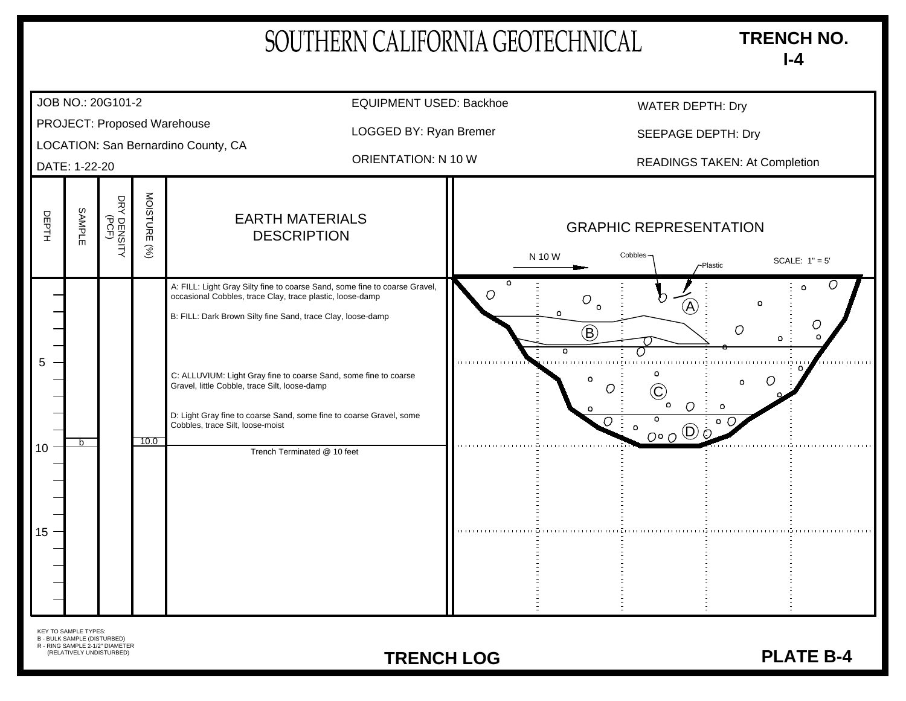# SOUTHERN CALIFORNIA GEOTECHNICAL

**TRENCH NO. I-4**

| | | |
|---|---|---|
| JOB NO.: 20G101-2 | EQUIPMENT USED: Backhoe | WATER DEPTH: Dry |
| PROJECT: Proposed Warehouse | LOGGED BY: Ryan Bremer | SEEPAGE DEPTH: Dry |
| LOCATION: San Bernardino County, CA | ORIENTATION: N 10 W | READINGS TAKEN: At Completion |
| DATE: 1-22-20 | | |

| DEPTH | SAMPLE | DRY DENSITY (PCF) | MOISTURE (%) | EARTH MATERIALS DESCRIPTION |
|---|---|---|---|---|
| 0 | | | | A: FILL: Light Gray Silty fine to coarse Sand, some fine to coarse Gravel, occasional Cobbles, trace Clay, trace plastic, loose-damp |
| | | | | B: FILL: Dark Brown Silty fine Sand, trace Clay, loose-damp |
| 5 | | | | C: ALLUVIUM: Light Gray fine to coarse Sand, some fine to coarse Gravel, little Cobble, trace Silt, loose-damp |
| | | | | D: Light Gray fine to coarse Sand, some fine to coarse Gravel, some Cobbles, trace Silt, loose-moist |
| 10 | b | | 10.0 | Trench Terminated @ 10 feet |
| 15 | | | | |

GRAPHIC REPRESENTATION

N 10 W — Cobbles — Plastic — SCALE: 1" = 5'

KEY TO SAMPLE TYPES:
B - BULK SAMPLE (DISTURBED)
R - RING SAMPLE 2-1/2" DIAMETER (RELATIVELY UNDISTURBED)

**TRENCH LOG**

**PLATE B-4**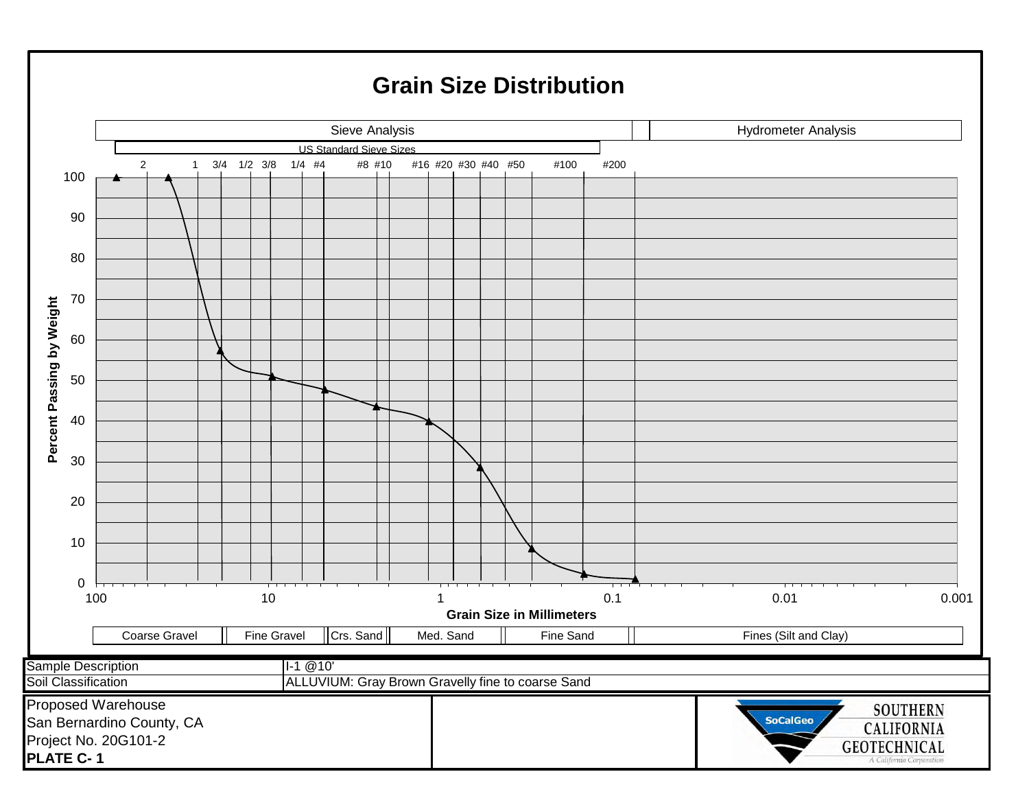# Grain Size Distribution

| Sieve Analysis | Hydrometer Analysis |
|---|---|

US Standard Sieve Sizes: 2, 1, 3/4, 1/2, 3/8, 1/4, #4, #8, #10, #16, #20, #30, #40, #50, #100, #200

Percent Passing by Weight (0–100)

Grain Size in Millimeters: 100, 10, 1, 0.1, 0.01, 0.001

| Coarse Gravel | Fine Gravel | Crs. Sand | Med. Sand | Fine Sand | Fines (Silt and Clay) |
|---|---|---|---|---|---|

| | |
|---|---|
| Sample Description | I-1 @10' |
| Soil Classification | ALLUVIUM: Gray Brown Gravelly fine to coarse Sand |

Proposed Warehouse
San Bernardino County, CA
Project No. 20G101-2
**PLATE C- 1**

SoCalGeo
SOUTHERN CALIFORNIA GEOTECHNICAL
A California Corporation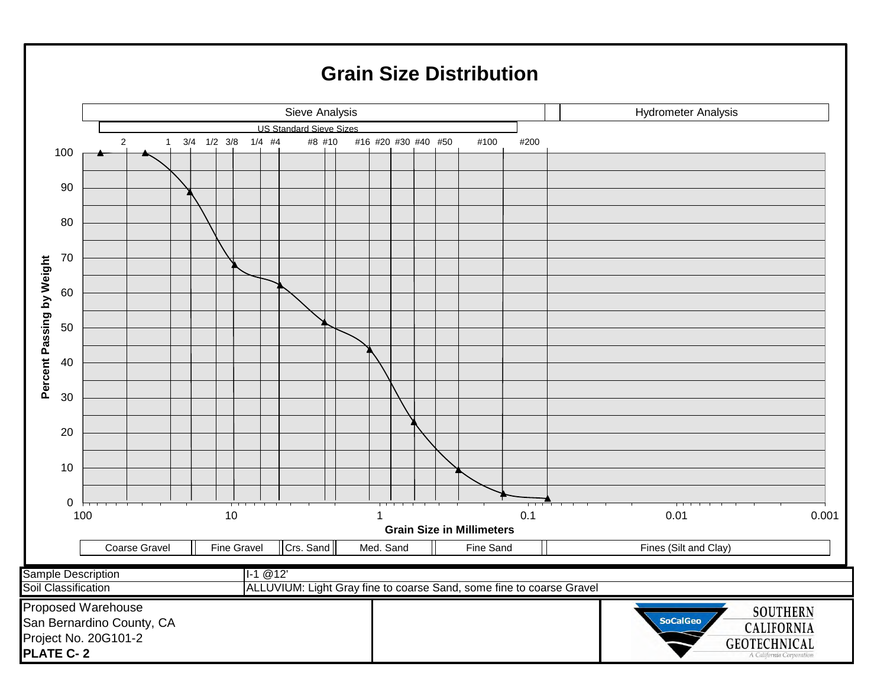# Grain Size Distribution

Sieve Analysis | Hydrometer Analysis

US Standard Sieve Sizes: 2, 1, 3/4, 1/2, 3/8, 1/4, #4, #8, #10, #16, #20, #30, #40, #50, #100, #200

Percent Passing by Weight (0–100)

Grain Size in Millimeters (100, 10, 1, 0.1, 0.01, 0.001)

| Coarse Gravel | Fine Gravel | Crs. Sand | Med. Sand | Fine Sand | Fines (Silt and Clay) |
|---|---|---|---|---|---|

| Sample Description | I-1 @12' |
|---|---|
| Soil Classification | ALLUVIUM: Light Gray fine to coarse Sand, some fine to coarse Gravel |

Proposed Warehouse
San Bernardino County, CA
Project No. 20G101-2
**PLATE C- 2**

SoCalGeo
SOUTHERN CALIFORNIA GEOTECHNICAL
A California Corporation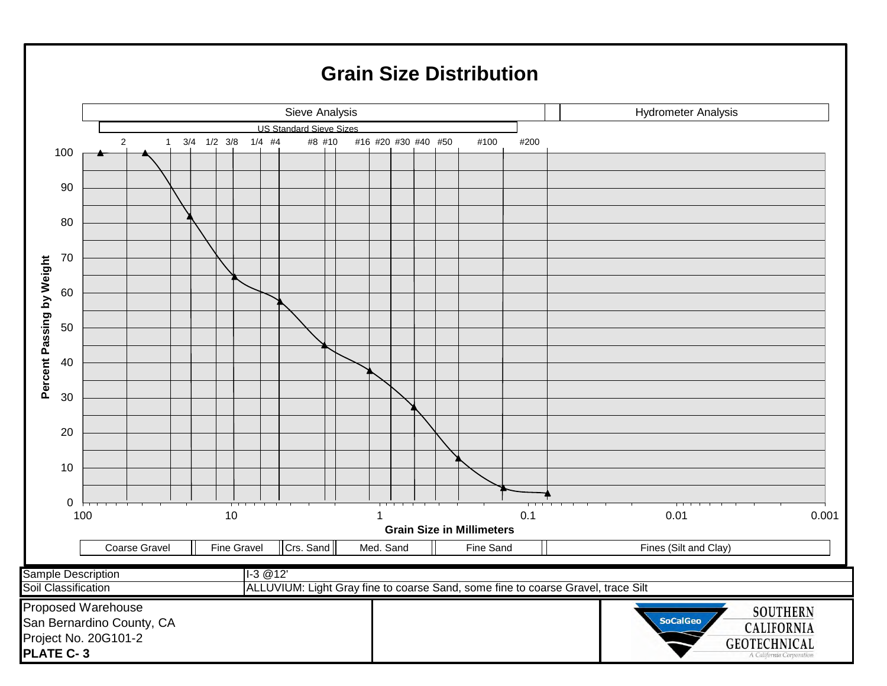# Grain Size Distribution

| Sieve Analysis | Hydrometer Analysis |
|---|---|

US Standard Sieve Sizes: 2, 1, 3/4, 1/2, 3/8, 1/4, #4, #8, #10, #16, #20, #30, #40, #50, #100, #200

Percent Passing by Weight: 0, 10, 20, 30, 40, 50, 60, 70, 80, 90, 100

Grain Size in Millimeters: 100, 10, 1, 0.1, 0.01, 0.001

| Coarse Gravel | Fine Gravel | Crs. Sand | Med. Sand | Fine Sand | Fines (Silt and Clay) |
|---|---|---|---|---|---|

| | |
|---|---|
| Sample Description | I-3 @12' |
| Soil Classification | ALLUVIUM: Light Gray fine to coarse Sand, some fine to coarse Gravel, trace Silt |

Proposed Warehouse
San Bernardino County, CA
Project No. 20G101-2
**PLATE C- 3**

SoCalGeo
SOUTHERN CALIFORNIA GEOTECHNICAL
A California Corporation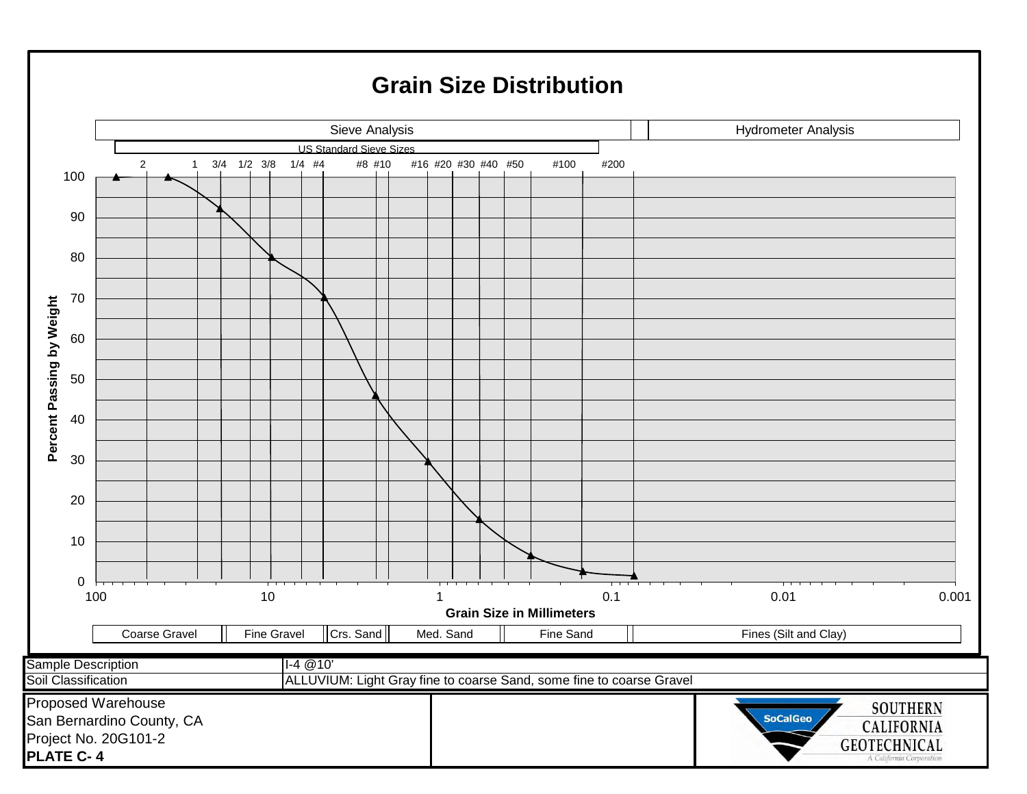# Grain Size Distribution

Sieve Analysis | Hydrometer Analysis

US Standard Sieve Sizes

2 | 1 | 3/4 | 1/2 | 3/8 | 1/4 | #4 | #8 | #10 | #16 | #20 | #30 | #40 | #50 | #100 | #200

Percent Passing by Weight

Grain Size in Millimeters

| Coarse Gravel | Fine Gravel | Crs. Sand | Med. Sand | Fine Sand | Fines (Silt and Clay) |
|---|---|---|---|---|---|

| | |
|---|---|
| Sample Description | I-4 @10' |
| Soil Classification | ALLUVIUM: Light Gray fine to coarse Sand, some fine to coarse Gravel |

Proposed Warehouse
San Bernardino County, CA
Project No. 20G101-2
**PLATE C- 4**

SoCalGeo
SOUTHERN CALIFORNIA GEOTECHNICAL
A California Corporation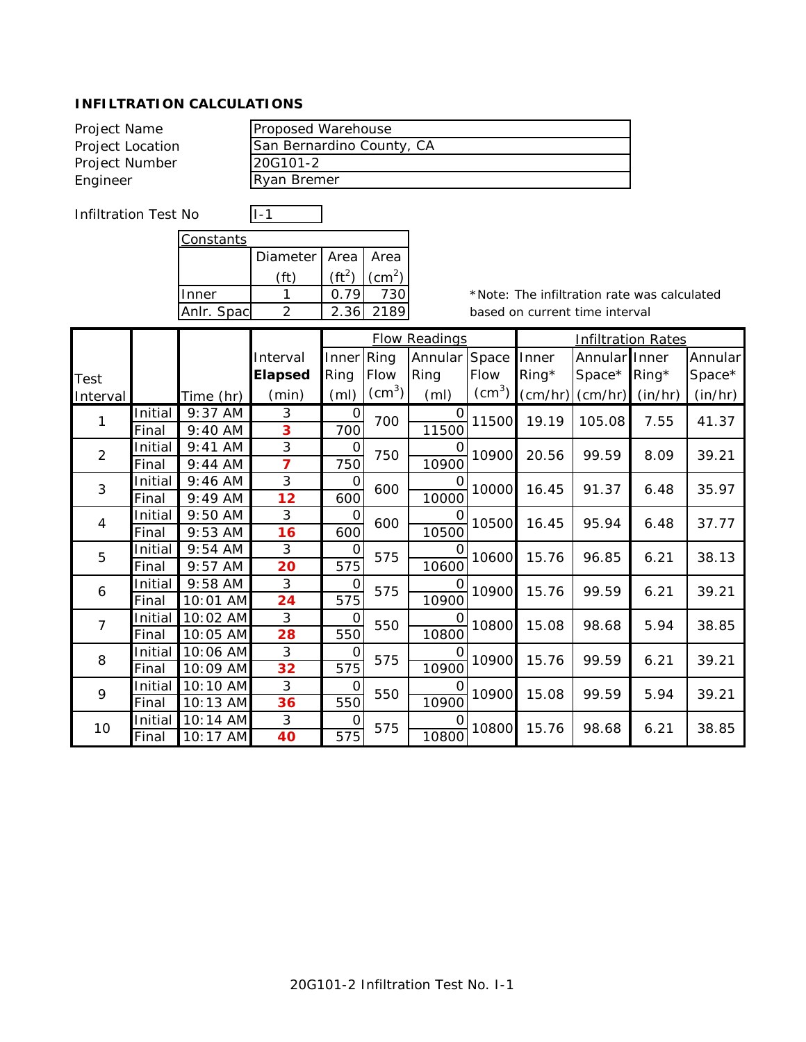**INFILTRATION CALCULATIONS**

| | |
|---|---|
| Project Name | Proposed Warehouse |
| Project Location | San Bernardino County, CA |
| Project Number | 20G101-2 |
| Engineer | Ryan Bremer |

Infiltration Test No: I-1

| Constants | Diameter (ft) | Area ($ft^2$) | Area ($cm^2$) |
|---|---|---|---|
| Inner | 1 | 0.79 | 730 |
| Anlr. Spac | 2 | 2.36 | 2189 |

*Note: The infiltration rate was calculated based on current time interval

| Test Interval | | Time (hr) | Interval **Elapsed** (min) | Flow Readings: Inner Ring (ml) | Flow Readings: Ring Flow ($cm^3$) | Flow Readings: Annular Ring (ml) | Flow Readings: Space Flow ($cm^3$) | Infiltration Rates: Inner Ring* (cm/hr) | Infiltration Rates: Annular Space* (cm/hr) | Infiltration Rates: Inner Ring* (in/hr) | Infiltration Rates: Annular Space* (in/hr) |
|---|---|---|---|---|---|---|---|---|---|---|---|
| 1 | Initial | 9:37 AM | 3 | 0 | 700 | 0 | 11500 | 19.19 | 105.08 | 7.55 | 41.37 |
| | Final | 9:40 AM | **3** | 700 | | 11500 | | | | | |
| 2 | Initial | 9:41 AM | 3 | 0 | 750 | 0 | 10900 | 20.56 | 99.59 | 8.09 | 39.21 |
| | Final | 9:44 AM | **7** | 750 | | 10900 | | | | | |
| 3 | Initial | 9:46 AM | 3 | 0 | 600 | 0 | 10000 | 16.45 | 91.37 | 6.48 | 35.97 |
| | Final | 9:49 AM | **12** | 600 | | 10000 | | | | | |
| 4 | Initial | 9:50 AM | 3 | 0 | 600 | 0 | 10500 | 16.45 | 95.94 | 6.48 | 37.77 |
| | Final | 9:53 AM | **16** | 600 | | 10500 | | | | | |
| 5 | Initial | 9:54 AM | 3 | 0 | 575 | 0 | 10600 | 15.76 | 96.85 | 6.21 | 38.13 |
| | Final | 9:57 AM | **20** | 575 | | 10600 | | | | | |
| 6 | Initial | 9:58 AM | 3 | 0 | 575 | 0 | 10900 | 15.76 | 99.59 | 6.21 | 39.21 |
| | Final | 10:01 AM | **24** | 575 | | 10900 | | | | | |
| 7 | Initial | 10:02 AM | 3 | 0 | 550 | 0 | 10800 | 15.08 | 98.68 | 5.94 | 38.85 |
| | Final | 10:05 AM | **28** | 550 | | 10800 | | | | | |
| 8 | Initial | 10:06 AM | 3 | 0 | 575 | 0 | 10900 | 15.76 | 99.59 | 6.21 | 39.21 |
| | Final | 10:09 AM | **32** | 575 | | 10900 | | | | | |
| 9 | Initial | 10:10 AM | 3 | 0 | 550 | 0 | 10900 | 15.08 | 99.59 | 5.94 | 39.21 |
| | Final | 10:13 AM | **36** | 550 | | 10900 | | | | | |
| 10 | Initial | 10:14 AM | 3 | 0 | 575 | 0 | 10800 | 15.76 | 98.68 | 6.21 | 38.85 |
| | Final | 10:17 AM | **40** | 575 | | 10800 | | | | | |

20G101-2 Infiltration Test No. I-1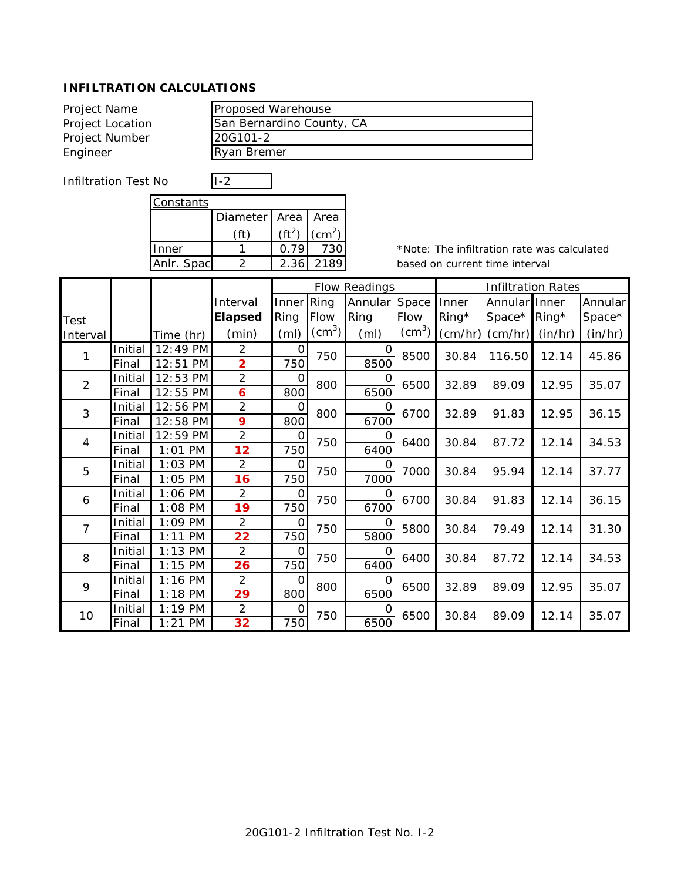**INFILTRATION CALCULATIONS**

| | |
|---|---|
| Project Name | Proposed Warehouse |
| Project Location | San Bernardino County, CA |
| Project Number | 20G101-2 |
| Engineer | Ryan Bremer |

Infiltration Test No: I-2

| Constants | Diameter (ft) | Area ($ft^2$) | Area ($cm^2$) |
|---|---|---|---|
| Inner | 1 | 0.79 | 730 |
| Anlr. Spac | 2 | 2.36 | 2189 |

*Note: The infiltration rate was calculated based on current time interval

| Test Interval | | Time (hr) | Interval **Elapsed** (min) | Flow Readings: Inner Ring (ml) | Ring Flow ($cm^3$) | Annular Ring (ml) | Space Flow ($cm^3$) | Infiltration Rates: Inner Ring* (cm/hr) | Annular Space* (cm/hr) | Inner Ring* (in/hr) | Annular Space* (in/hr) |
|---|---|---|---|---|---|---|---|---|---|---|---|
| 1 | Initial | 12:49 PM | 2 | 0 | 750 | 0 | 8500 | 30.84 | 116.50 | 12.14 | 45.86 |
| | Final | 12:51 PM | **2** | 750 | | 8500 | | | | | |
| 2 | Initial | 12:53 PM | 2 | 0 | 800 | 0 | 6500 | 32.89 | 89.09 | 12.95 | 35.07 |
| | Final | 12:55 PM | **6** | 800 | | 6500 | | | | | |
| 3 | Initial | 12:56 PM | 2 | 0 | 800 | 0 | 6700 | 32.89 | 91.83 | 12.95 | 36.15 |
| | Final | 12:58 PM | **9** | 800 | | 6700 | | | | | |
| 4 | Initial | 12:59 PM | 2 | 0 | 750 | 0 | 6400 | 30.84 | 87.72 | 12.14 | 34.53 |
| | Final | 1:01 PM | **12** | 750 | | 6400 | | | | | |
| 5 | Initial | 1:03 PM | 2 | 0 | 750 | 0 | 7000 | 30.84 | 95.94 | 12.14 | 37.77 |
| | Final | 1:05 PM | **16** | 750 | | 7000 | | | | | |
| 6 | Initial | 1:06 PM | 2 | 0 | 750 | 0 | 6700 | 30.84 | 91.83 | 12.14 | 36.15 |
| | Final | 1:08 PM | **19** | 750 | | 6700 | | | | | |
| 7 | Initial | 1:09 PM | 2 | 0 | 750 | 0 | 5800 | 30.84 | 79.49 | 12.14 | 31.30 |
| | Final | 1:11 PM | **22** | 750 | | 5800 | | | | | |
| 8 | Initial | 1:13 PM | 2 | 0 | 750 | 0 | 6400 | 30.84 | 87.72 | 12.14 | 34.53 |
| | Final | 1:15 PM | **26** | 750 | | 6400 | | | | | |
| 9 | Initial | 1:16 PM | 2 | 0 | 800 | 0 | 6500 | 32.89 | 89.09 | 12.95 | 35.07 |
| | Final | 1:18 PM | **29** | 800 | | 6500 | | | | | |
| 10 | Initial | 1:19 PM | 2 | 0 | 750 | 0 | 6500 | 30.84 | 89.09 | 12.14 | 35.07 |
| | Final | 1:21 PM | **32** | 750 | | 6500 | | | | | |

20G101-2 Infiltration Test No. I-2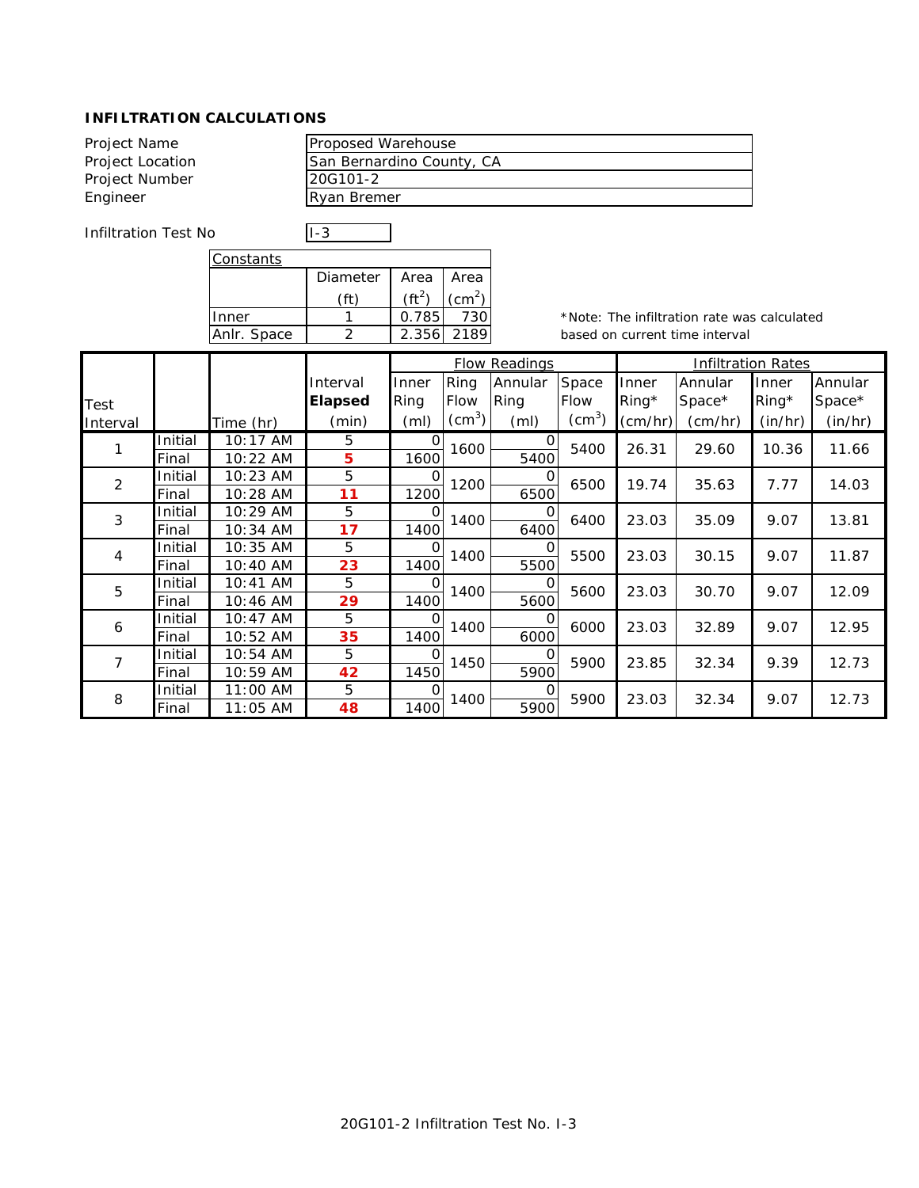**INFILTRATION CALCULATIONS**

| | |
|---|---|
| Project Name | Proposed Warehouse |
| Project Location | San Bernardino County, CA |
| Project Number | 20G101-2 |
| Engineer | Ryan Bremer |

Infiltration Test No: I-3

| Constants | Diameter (ft) | Area ($ft^2$) | Area ($cm^2$) |
|---|---|---|---|
| Inner | 1 | 0.785 | 730 |
| Anlr. Space | 2 | 2.356 | 2189 |

*Note: The infiltration rate was calculated based on current time interval

| Test Interval | | Time (hr) | Interval Elapsed (min) | Flow Readings: Inner Ring (ml) | Flow Readings: Ring Flow ($cm^3$) | Flow Readings: Annular Ring (ml) | Flow Readings: Space Flow ($cm^3$) | Infiltration Rates: Inner Ring* (cm/hr) | Infiltration Rates: Annular Space* (cm/hr) | Infiltration Rates: Inner Ring* (in/hr) | Infiltration Rates: Annular Space* (in/hr) |
|---|---|---|---|---|---|---|---|---|---|---|---|
| 1 | Initial | 10:17 AM | 5 | 0 | 1600 | 0 | 5400 | 26.31 | 29.60 | 10.36 | 11.66 |
| | Final | 10:22 AM | 5 | 1600 | | 5400 | | | | | |
| 2 | Initial | 10:23 AM | 5 | 0 | 1200 | 0 | 6500 | 19.74 | 35.63 | 7.77 | 14.03 |
| | Final | 10:28 AM | 11 | 1200 | | 6500 | | | | | |
| 3 | Initial | 10:29 AM | 5 | 0 | 1400 | 0 | 6400 | 23.03 | 35.09 | 9.07 | 13.81 |
| | Final | 10:34 AM | 17 | 1400 | | 6400 | | | | | |
| 4 | Initial | 10:35 AM | 5 | 0 | 1400 | 0 | 5500 | 23.03 | 30.15 | 9.07 | 11.87 |
| | Final | 10:40 AM | 23 | 1400 | | 5500 | | | | | |
| 5 | Initial | 10:41 AM | 5 | 0 | 1400 | 0 | 5600 | 23.03 | 30.70 | 9.07 | 12.09 |
| | Final | 10:46 AM | 29 | 1400 | | 5600 | | | | | |
| 6 | Initial | 10:47 AM | 5 | 0 | 1400 | 0 | 6000 | 23.03 | 32.89 | 9.07 | 12.95 |
| | Final | 10:52 AM | 35 | 1400 | | 6000 | | | | | |
| 7 | Initial | 10:54 AM | 5 | 0 | 1450 | 0 | 5900 | 23.85 | 32.34 | 9.39 | 12.73 |
| | Final | 10:59 AM | 42 | 1450 | | 5900 | | | | | |
| 8 | Initial | 11:00 AM | 5 | 0 | 1400 | 0 | 5900 | 23.03 | 32.34 | 9.07 | 12.73 |
| | Final | 11:05 AM | 48 | 1400 | | 5900 | | | | | |

20G101-2 Infiltration Test No. I-3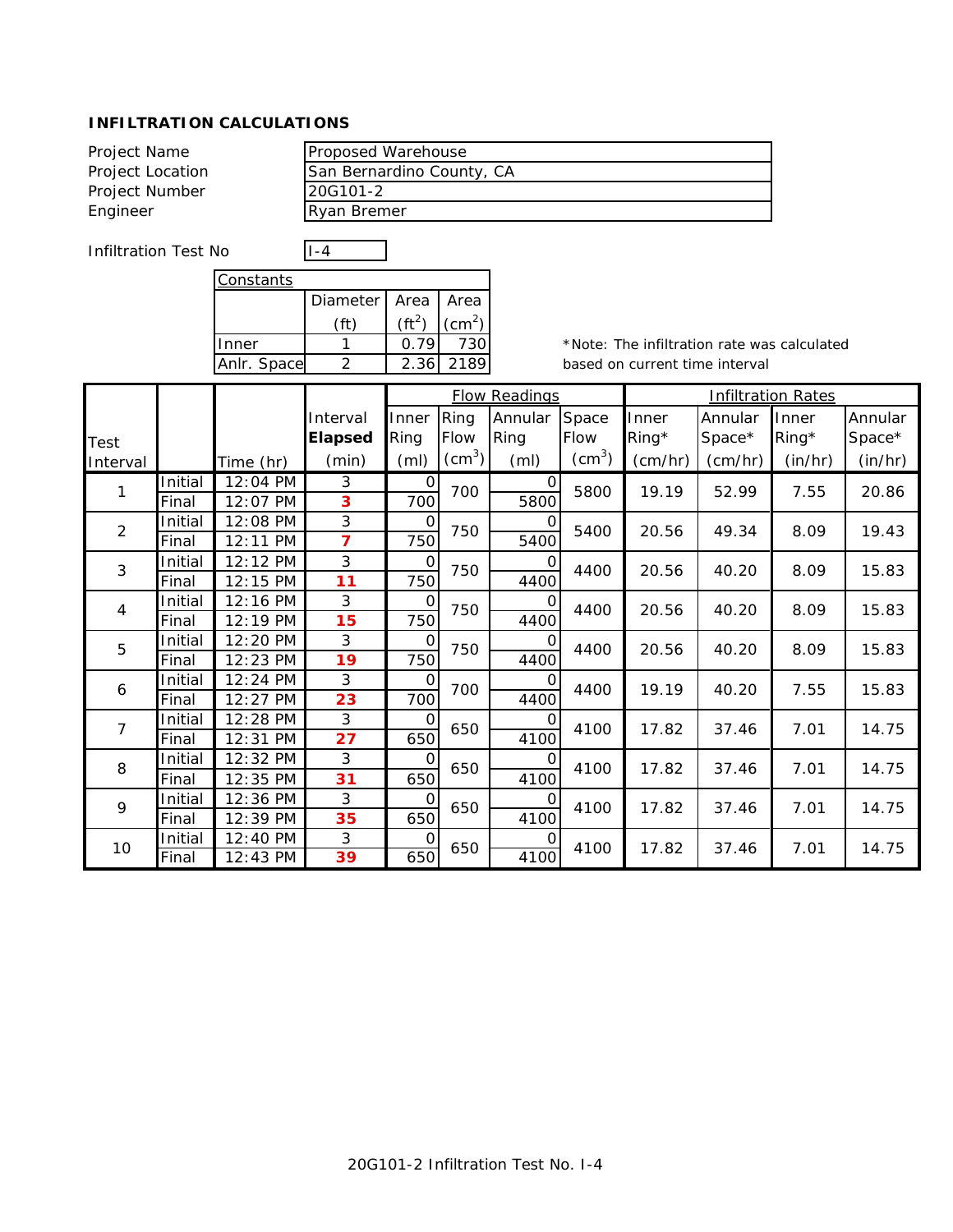## INFILTRATION CALCULATIONS

| | |
|---|---|
| Project Name | Proposed Warehouse |
| Project Location | San Bernardino County, CA |
| Project Number | 20G101-2 |
| Engineer | Ryan Bremer |

Infiltration Test No: I-4

| Constants | Diameter (ft) | Area ($ft^2$) | Area ($cm^2$) |
|---|---|---|---|
| Inner | 1 | 0.79 | 730 |
| Anlr. Space | 2 | 2.36 | 2189 |

*Note: The infiltration rate was calculated based on current time interval

| Test Interval | | Time (hr) | Interval **Elapsed** (min) | Flow Readings: Inner Ring (ml) | Flow Readings: Ring Flow ($cm^3$) | Flow Readings: Annular Ring (ml) | Flow Readings: Space Flow ($cm^3$) | Infiltration Rates: Inner Ring* (cm/hr) | Infiltration Rates: Annular Space* (cm/hr) | Infiltration Rates: Inner Ring* (in/hr) | Infiltration Rates: Annular Space* (in/hr) |
|---|---|---|---|---|---|---|---|---|---|---|---|
| 1 | Initial | 12:04 PM | 3 | 0 | 700 | 0 | 5800 | 19.19 | 52.99 | 7.55 | 20.86 |
| | Final | 12:07 PM | **3** | 700 | | 5800 | | | | | |
| 2 | Initial | 12:08 PM | 3 | 0 | 750 | 0 | 5400 | 20.56 | 49.34 | 8.09 | 19.43 |
| | Final | 12:11 PM | **7** | 750 | | 5400 | | | | | |
| 3 | Initial | 12:12 PM | 3 | 0 | 750 | 0 | 4400 | 20.56 | 40.20 | 8.09 | 15.83 |
| | Final | 12:15 PM | **11** | 750 | | 4400 | | | | | |
| 4 | Initial | 12:16 PM | 3 | 0 | 750 | 0 | 4400 | 20.56 | 40.20 | 8.09 | 15.83 |
| | Final | 12:19 PM | **15** | 750 | | 4400 | | | | | |
| 5 | Initial | 12:20 PM | 3 | 0 | 750 | 0 | 4400 | 20.56 | 40.20 | 8.09 | 15.83 |
| | Final | 12:23 PM | **19** | 750 | | 4400 | | | | | |
| 6 | Initial | 12:24 PM | 3 | 0 | 700 | 0 | 4400 | 19.19 | 40.20 | 7.55 | 15.83 |
| | Final | 12:27 PM | **23** | 700 | | 4400 | | | | | |
| 7 | Initial | 12:28 PM | 3 | 0 | 650 | 0 | 4100 | 17.82 | 37.46 | 7.01 | 14.75 |
| | Final | 12:31 PM | **27** | 650 | | 4100 | | | | | |
| 8 | Initial | 12:32 PM | 3 | 0 | 650 | 0 | 4100 | 17.82 | 37.46 | 7.01 | 14.75 |
| | Final | 12:35 PM | **31** | 650 | | 4100 | | | | | |
| 9 | Initial | 12:36 PM | 3 | 0 | 650 | 0 | 4100 | 17.82 | 37.46 | 7.01 | 14.75 |
| | Final | 12:39 PM | **35** | 650 | | 4100 | | | | | |
| 10 | Initial | 12:40 PM | 3 | 0 | 650 | 0 | 4100 | 17.82 | 37.46 | 7.01 | 14.75 |
| | Final | 12:43 PM | **39** | 650 | | 4100 | | | | | |

20G101-2 Infiltration Test No. I-4